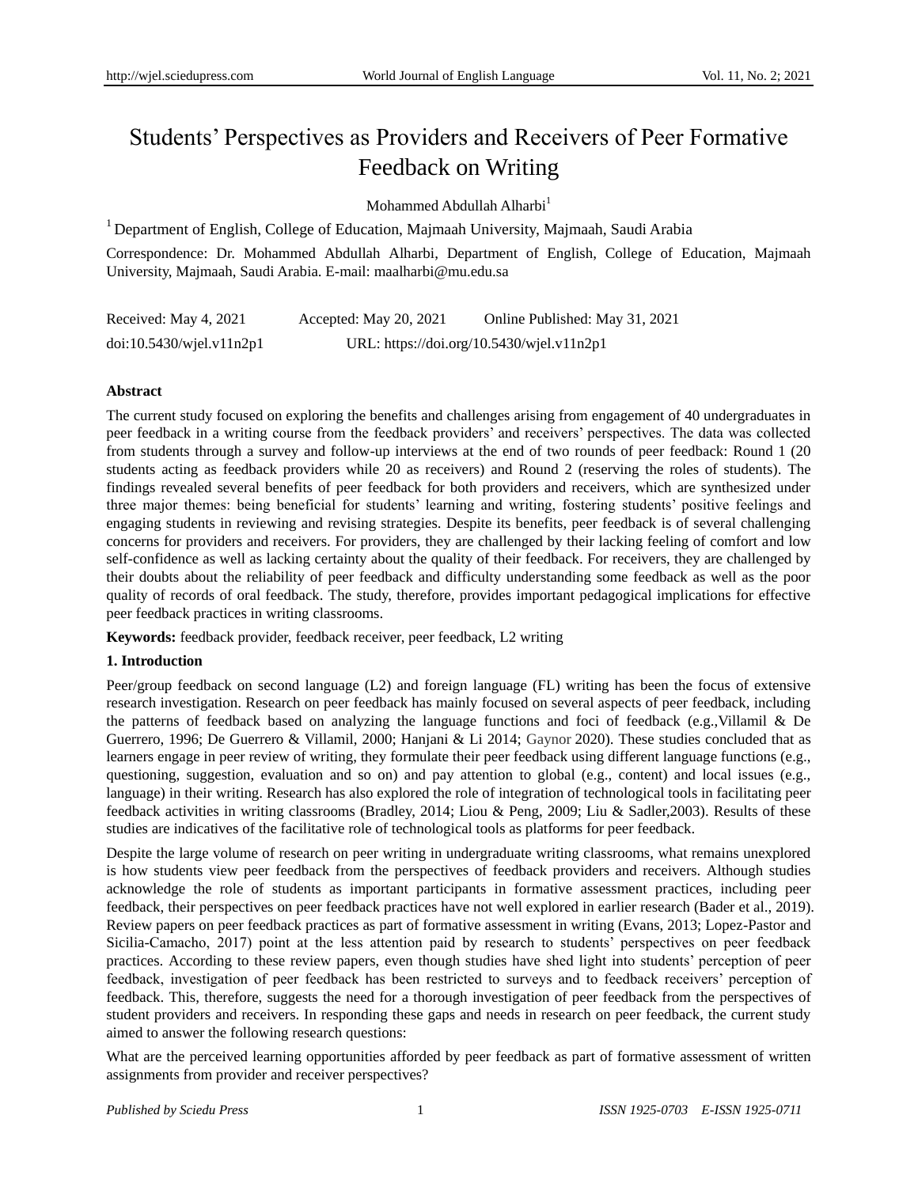# Students' Perspectives as Providers and Receivers of Peer Formative Feedback on Writing

Mohammed Abdullah Alharbi[1]

[1] Department of English, College of Education, Majmaah University, Majmaah, Saudi Arabia

Correspondence: Dr. Mohammed Abdullah Alharbi, Department of English, College of Education, Majmaah University, Majmaah, Saudi Arabia. E-mail: maalharbi@mu.edu.sa

Received: May 4, 2021 Accepted: May 20, 2021 Online Published: May 31, 2021

doi:10.5430/wjel.v11n2p1 URL: https://doi.org/10.5430/wjel.v11n2p1

**Abstract**

The current study focused on exploring the benefits and challenges arising from engagement of 40 undergraduates in peer feedback in a writing course from the feedback providers' and receivers' perspectives. The data was collected from students through a survey and follow-up interviews at the end of two rounds of peer feedback: Round 1 (20 students acting as feedback providers while 20 as receivers) and Round 2 (reserving the roles of students). The findings revealed several benefits of peer feedback for both providers and receivers, which are synthesized under three major themes: being beneficial for students' learning and writing, fostering students' positive feelings and engaging students in reviewing and revising strategies. Despite its benefits, peer feedback is of several challenging concerns for providers and receivers. For providers, they are challenged by their lacking feeling of comfort and low self-confidence as well as lacking certainty about the quality of their feedback. For receivers, they are challenged by their doubts about the reliability of peer feedback and difficulty understanding some feedback as well as the poor quality of records of oral feedback. The study, therefore, provides important pedagogical implications for effective peer feedback practices in writing classrooms.

**Keywords:** feedback provider, feedback receiver, peer feedback, L2 writing

## 1. Introduction

Peer/group feedback on second language (L2) and foreign language (FL) writing has been the focus of extensive research investigation. Research on peer feedback has mainly focused on several aspects of peer feedback, including the patterns of feedback based on analyzing the language functions and foci of feedback (e.g.,Villamil & De Guerrero, 1996; De Guerrero & Villamil, 2000; Hanjani & Li 2014; Gaynor 2020). These studies concluded that as learners engage in peer review of writing, they formulate their peer feedback using different language functions (e.g., questioning, suggestion, evaluation and so on) and pay attention to global (e.g., content) and local issues (e.g., language) in their writing. Research has also explored the role of integration of technological tools in facilitating peer feedback activities in writing classrooms (Bradley, 2014; Liou & Peng, 2009; Liu & Sadler,2003). Results of these studies are indicatives of the facilitative role of technological tools as platforms for peer feedback.

Despite the large volume of research on peer writing in undergraduate writing classrooms, what remains unexplored is how students view peer feedback from the perspectives of feedback providers and receivers. Although studies acknowledge the role of students as important participants in formative assessment practices, including peer feedback, their perspectives on peer feedback practices have not well explored in earlier research (Bader et al., 2019). Review papers on peer feedback practices as part of formative assessment in writing (Evans, 2013; Lopez-Pastor and Sicilia-Camacho, 2017) point at the less attention paid by research to students' perspectives on peer feedback practices. According to these review papers, even though studies have shed light into students' perception of peer feedback, investigation of peer feedback has been restricted to surveys and to feedback receivers' perception of feedback. This, therefore, suggests the need for a thorough investigation of peer feedback from the perspectives of student providers and receivers. In responding these gaps and needs in research on peer feedback, the current study aimed to answer the following research questions:

What are the perceived learning opportunities afforded by peer feedback as part of formative assessment of written assignments from provider and receiver perspectives?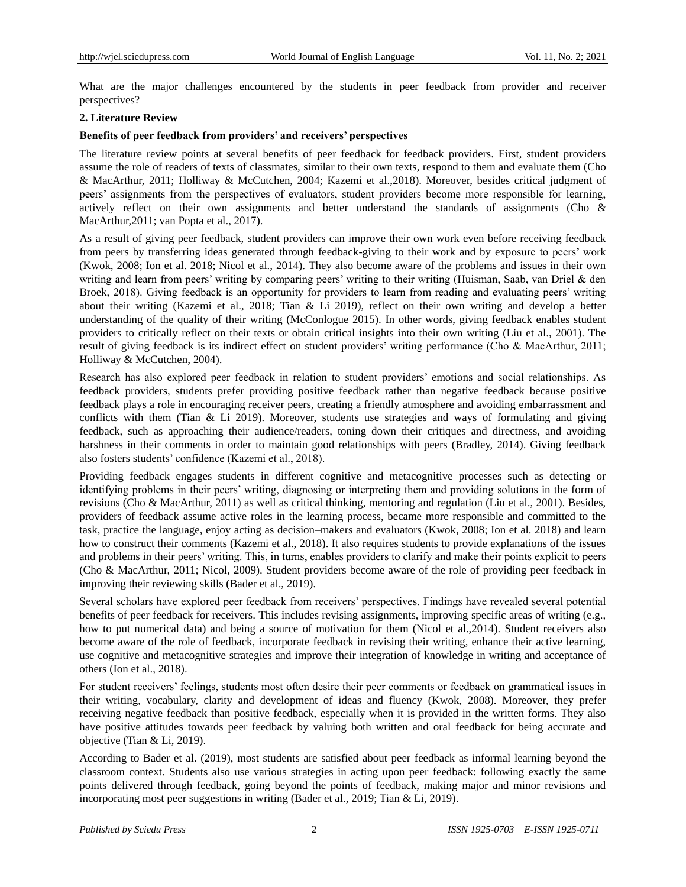What are the major challenges encountered by the students in peer feedback from provider and receiver perspectives?

## 2. Literature Review

### Benefits of peer feedback from providers' and receivers' perspectives

The literature review points at several benefits of peer feedback for feedback providers. First, student providers assume the role of readers of texts of classmates, similar to their own texts, respond to them and evaluate them (Cho & MacArthur, 2011; Holliway & McCutchen, 2004; Kazemi et al.,2018). Moreover, besides critical judgment of peers' assignments from the perspectives of evaluators, student providers become more responsible for learning, actively reflect on their own assignments and better understand the standards of assignments (Cho & MacArthur,2011; van Popta et al., 2017).

As a result of giving peer feedback, student providers can improve their own work even before receiving feedback from peers by transferring ideas generated through feedback-giving to their work and by exposure to peers' work (Kwok, 2008; Ion et al. 2018; Nicol et al., 2014). They also become aware of the problems and issues in their own writing and learn from peers' writing by comparing peers' writing to their writing (Huisman, Saab, van Driel & den Broek, 2018). Giving feedback is an opportunity for providers to learn from reading and evaluating peers' writing about their writing (Kazemi et al., 2018; Tian & Li 2019), reflect on their own writing and develop a better understanding of the quality of their writing (McConlogue 2015). In other words, giving feedback enables student providers to critically reflect on their texts or obtain critical insights into their own writing (Liu et al., 2001). The result of giving feedback is its indirect effect on student providers' writing performance (Cho & MacArthur, 2011; Holliway & McCutchen, 2004).

Research has also explored peer feedback in relation to student providers' emotions and social relationships. As feedback providers, students prefer providing positive feedback rather than negative feedback because positive feedback plays a role in encouraging receiver peers, creating a friendly atmosphere and avoiding embarrassment and conflicts with them (Tian & Li 2019). Moreover, students use strategies and ways of formulating and giving feedback, such as approaching their audience/readers, toning down their critiques and directness, and avoiding harshness in their comments in order to maintain good relationships with peers (Bradley, 2014). Giving feedback also fosters students' confidence (Kazemi et al., 2018).

Providing feedback engages students in different cognitive and metacognitive processes such as detecting or identifying problems in their peers' writing, diagnosing or interpreting them and providing solutions in the form of revisions (Cho & MacArthur, 2011) as well as critical thinking, mentoring and regulation (Liu et al., 2001). Besides, providers of feedback assume active roles in the learning process, became more responsible and committed to the task, practice the language, enjoy acting as decision–makers and evaluators (Kwok, 2008; Ion et al. 2018) and learn how to construct their comments (Kazemi et al., 2018). It also requires students to provide explanations of the issues and problems in their peers' writing. This, in turns, enables providers to clarify and make their points explicit to peers (Cho & MacArthur, 2011; Nicol, 2009). Student providers become aware of the role of providing peer feedback in improving their reviewing skills (Bader et al., 2019).

Several scholars have explored peer feedback from receivers' perspectives. Findings have revealed several potential benefits of peer feedback for receivers. This includes revising assignments, improving specific areas of writing (e.g., how to put numerical data) and being a source of motivation for them (Nicol et al.,2014). Student receivers also become aware of the role of feedback, incorporate feedback in revising their writing, enhance their active learning, use cognitive and metacognitive strategies and improve their integration of knowledge in writing and acceptance of others (Ion et al., 2018).

For student receivers' feelings, students most often desire their peer comments or feedback on grammatical issues in their writing, vocabulary, clarity and development of ideas and fluency (Kwok, 2008). Moreover, they prefer receiving negative feedback than positive feedback, especially when it is provided in the written forms. They also have positive attitudes towards peer feedback by valuing both written and oral feedback for being accurate and objective (Tian & Li, 2019).

According to Bader et al. (2019), most students are satisfied about peer feedback as informal learning beyond the classroom context. Students also use various strategies in acting upon peer feedback: following exactly the same points delivered through feedback, going beyond the points of feedback, making major and minor revisions and incorporating most peer suggestions in writing (Bader et al., 2019; Tian & Li, 2019).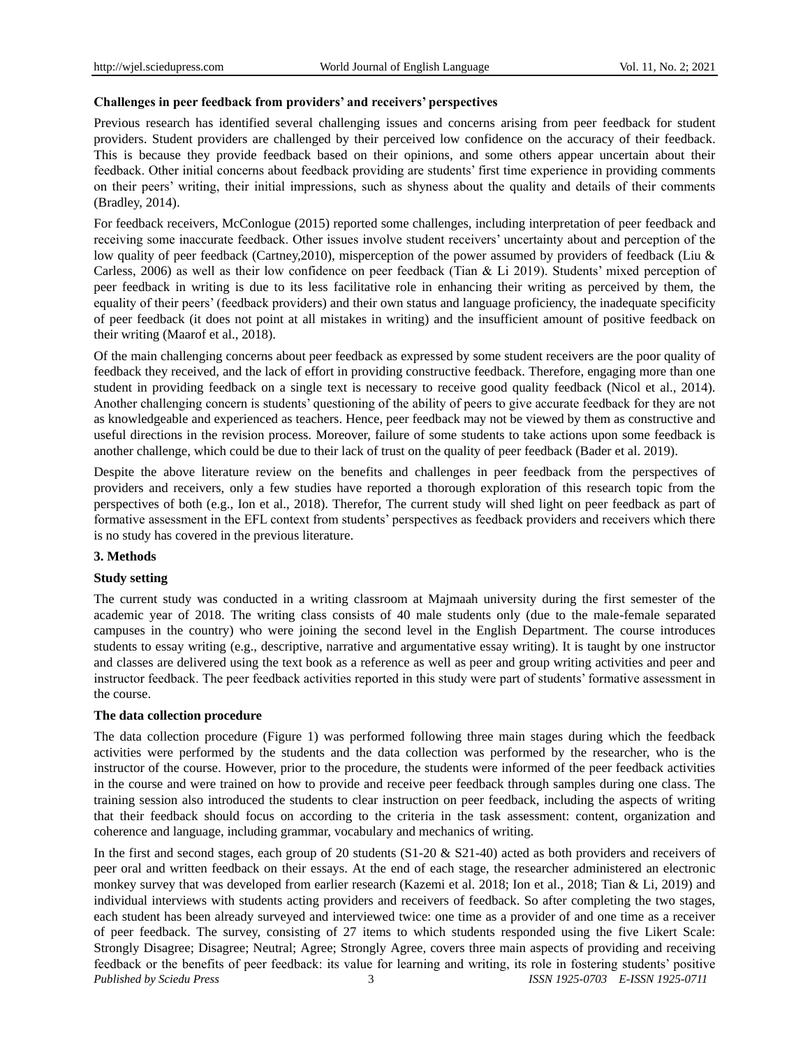**Challenges in peer feedback from providers' and receivers' perspectives**

Previous research has identified several challenging issues and concerns arising from peer feedback for student providers. Student providers are challenged by their perceived low confidence on the accuracy of their feedback. This is because they provide feedback based on their opinions, and some others appear uncertain about their feedback. Other initial concerns about feedback providing are students' first time experience in providing comments on their peers' writing, their initial impressions, such as shyness about the quality and details of their comments (Bradley, 2014).

For feedback receivers, McConlogue (2015) reported some challenges, including interpretation of peer feedback and receiving some inaccurate feedback. Other issues involve student receivers' uncertainty about and perception of the low quality of peer feedback (Cartney,2010), misperception of the power assumed by providers of feedback (Liu & Carless, 2006) as well as their low confidence on peer feedback (Tian & Li 2019). Students' mixed perception of peer feedback in writing is due to its less facilitative role in enhancing their writing as perceived by them, the equality of their peers' (feedback providers) and their own status and language proficiency, the inadequate specificity of peer feedback (it does not point at all mistakes in writing) and the insufficient amount of positive feedback on their writing (Maarof et al., 2018).

Of the main challenging concerns about peer feedback as expressed by some student receivers are the poor quality of feedback they received, and the lack of effort in providing constructive feedback. Therefore, engaging more than one student in providing feedback on a single text is necessary to receive good quality feedback (Nicol et al., 2014). Another challenging concern is students' questioning of the ability of peers to give accurate feedback for they are not as knowledgeable and experienced as teachers. Hence, peer feedback may not be viewed by them as constructive and useful directions in the revision process. Moreover, failure of some students to take actions upon some feedback is another challenge, which could be due to their lack of trust on the quality of peer feedback (Bader et al. 2019).

Despite the above literature review on the benefits and challenges in peer feedback from the perspectives of providers and receivers, only a few studies have reported a thorough exploration of this research topic from the perspectives of both (e.g., Ion et al., 2018). Therefor, The current study will shed light on peer feedback as part of formative assessment in the EFL context from students' perspectives as feedback providers and receivers which there is no study has covered in the previous literature.

## 3. Methods

**Study setting**

The current study was conducted in a writing classroom at Majmaah university during the first semester of the academic year of 2018. The writing class consists of 40 male students only (due to the male-female separated campuses in the country) who were joining the second level in the English Department. The course introduces students to essay writing (e.g., descriptive, narrative and argumentative essay writing). It is taught by one instructor and classes are delivered using the text book as a reference as well as peer and group writing activities and peer and instructor feedback. The peer feedback activities reported in this study were part of students' formative assessment in the course.

**The data collection procedure**

The data collection procedure (Figure 1) was performed following three main stages during which the feedback activities were performed by the students and the data collection was performed by the researcher, who is the instructor of the course. However, prior to the procedure, the students were informed of the peer feedback activities in the course and were trained on how to provide and receive peer feedback through samples during one class. The training session also introduced the students to clear instruction on peer feedback, including the aspects of writing that their feedback should focus on according to the criteria in the task assessment: content, organization and coherence and language, including grammar, vocabulary and mechanics of writing.

In the first and second stages, each group of 20 students (S1-20 & S21-40) acted as both providers and receivers of peer oral and written feedback on their essays. At the end of each stage, the researcher administered an electronic monkey survey that was developed from earlier research (Kazemi et al. 2018; Ion et al., 2018; Tian & Li, 2019) and individual interviews with students acting providers and receivers of feedback. So after completing the two stages, each student has been already surveyed and interviewed twice: one time as a provider of and one time as a receiver of peer feedback. The survey, consisting of 27 items to which students responded using the five Likert Scale: Strongly Disagree; Disagree; Neutral; Agree; Strongly Agree, covers three main aspects of providing and receiving feedback or the benefits of peer feedback: its value for learning and writing, its role in fostering students' positive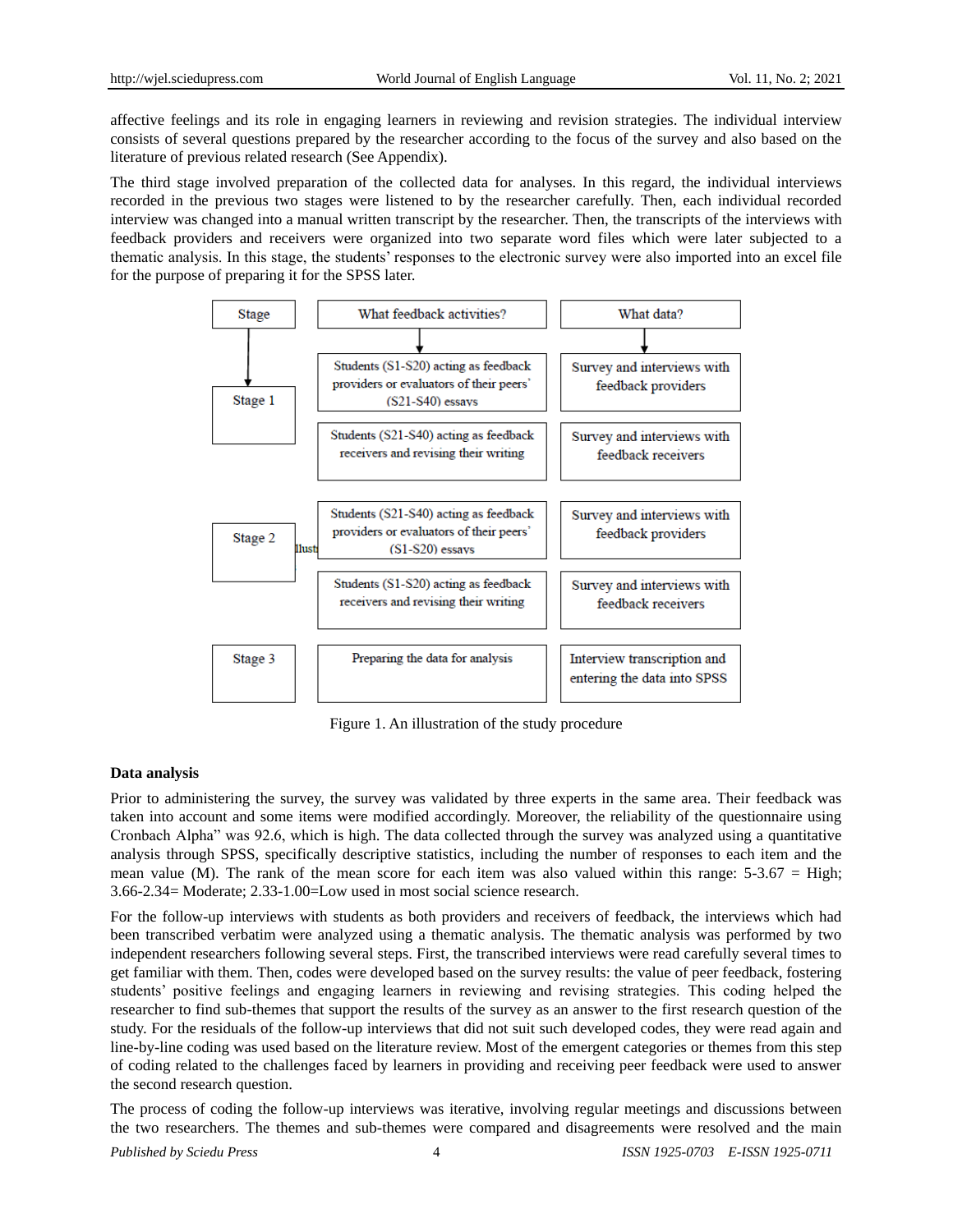affective feelings and its role in engaging learners in reviewing and revision strategies. The individual interview consists of several questions prepared by the researcher according to the focus of the survey and also based on the literature of previous related research (See Appendix).

The third stage involved preparation of the collected data for analyses. In this regard, the individual interviews recorded in the previous two stages were listened to by the researcher carefully. Then, each individual recorded interview was changed into a manual written transcript by the researcher. Then, the transcripts of the interviews with feedback providers and receivers were organized into two separate word files which were later subjected to a thematic analysis. In this stage, the students' responses to the electronic survey were also imported into an excel file for the purpose of preparing it for the SPSS later.

| Stage | What feedback activities? | What data? |
| --- | --- | --- |
| Stage 1 | Students (S1-S20) acting as feedback providers or evaluators of their peers' (S21-S40) essays | Survey and interviews with feedback providers |
| | Students (S21-S40) acting as feedback receivers and revising their writing | Survey and interviews with feedback receivers |
| Stage 2 | Students (S21-S40) acting as feedback providers or evaluators of their peers' (S1-S20) essays | Survey and interviews with feedback providers |
| | Students (S1-S20) acting as feedback receivers and revising their writing | Survey and interviews with feedback receivers |
| Stage 3 | Preparing the data for analysis | Interview transcription and entering the data into SPSS |

Figure 1. An illustration of the study procedure

**Data analysis**

Prior to administering the survey, the survey was validated by three experts in the same area. Their feedback was taken into account and some items were modified accordingly. Moreover, the reliability of the questionnaire using Cronbach Alpha" was 92.6, which is high. The data collected through the survey was analyzed using a quantitative analysis through SPSS, specifically descriptive statistics, including the number of responses to each item and the mean value (M). The rank of the mean score for each item was also valued within this range: 5-3.67 = High; 3.66-2.34= Moderate; 2.33-1.00=Low used in most social science research.

For the follow-up interviews with students as both providers and receivers of feedback, the interviews which had been transcribed verbatim were analyzed using a thematic analysis. The thematic analysis was performed by two independent researchers following several steps. First, the transcribed interviews were read carefully several times to get familiar with them. Then, codes were developed based on the survey results: the value of peer feedback, fostering students' positive feelings and engaging learners in reviewing and revising strategies. This coding helped the researcher to find sub-themes that support the results of the survey as an answer to the first research question of the study. For the residuals of the follow-up interviews that did not suit such developed codes, they were read again and line-by-line coding was used based on the literature review. Most of the emergent categories or themes from this step of coding related to the challenges faced by learners in providing and receiving peer feedback were used to answer the second research question.

The process of coding the follow-up interviews was iterative, involving regular meetings and discussions between the two researchers. The themes and sub-themes were compared and disagreements were resolved and the main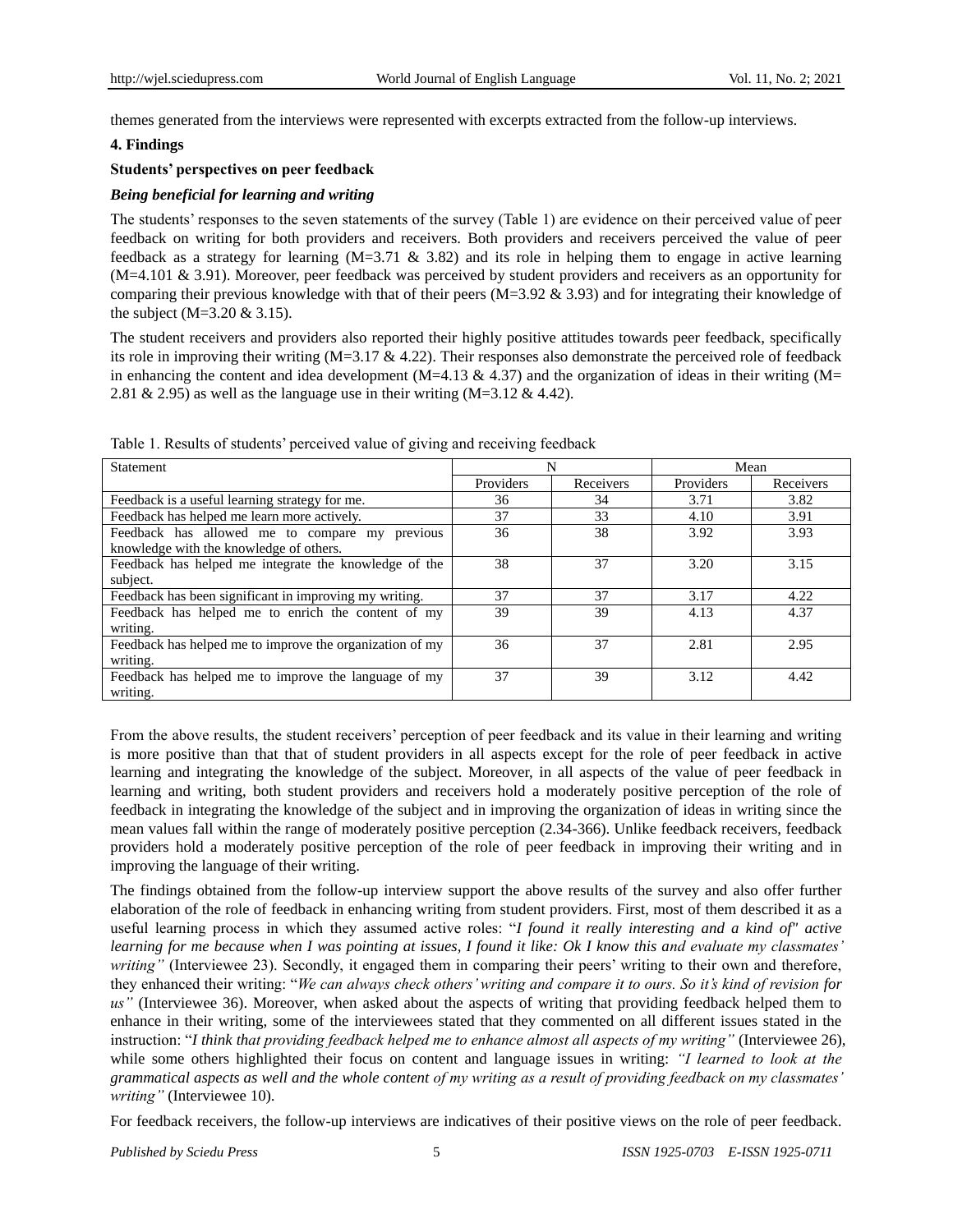themes generated from the interviews were represented with excerpts extracted from the follow-up interviews.

## 4. Findings

### Students' perspectives on peer feedback

#### *Being beneficial for learning and writing*

The students' responses to the seven statements of the survey (Table 1) are evidence on their perceived value of peer feedback on writing for both providers and receivers. Both providers and receivers perceived the value of peer feedback as a strategy for learning (M=3.71 & 3.82) and its role in helping them to engage in active learning (M=4.101 & 3.91). Moreover, peer feedback was perceived by student providers and receivers as an opportunity for comparing their previous knowledge with that of their peers (M=3.92 & 3.93) and for integrating their knowledge of the subject (M=3.20 & 3.15).

The student receivers and providers also reported their highly positive attitudes towards peer feedback, specifically its role in improving their writing (M=3.17 & 4.22). Their responses also demonstrate the perceived role of feedback in enhancing the content and idea development (M=4.13 & 4.37) and the organization of ideas in their writing (M= 2.81 & 2.95) as well as the language use in their writing (M=3.12 & 4.42).

Table 1. Results of students' perceived value of giving and receiving feedback

| Statement | N | | Mean | |
|---|---|---|---|---|
| | Providers | Receivers | Providers | Receivers |
| Feedback is a useful learning strategy for me. | 36 | 34 | 3.71 | 3.82 |
| Feedback has helped me learn more actively. | 37 | 33 | 4.10 | 3.91 |
| Feedback has allowed me to compare my previous knowledge with the knowledge of others. | 36 | 38 | 3.92 | 3.93 |
| Feedback has helped me integrate the knowledge of the subject. | 38 | 37 | 3.20 | 3.15 |
| Feedback has been significant in improving my writing. | 37 | 37 | 3.17 | 4.22 |
| Feedback has helped me to enrich the content of my writing. | 39 | 39 | 4.13 | 4.37 |
| Feedback has helped me to improve the organization of my writing. | 36 | 37 | 2.81 | 2.95 |
| Feedback has helped me to improve the language of my writing. | 37 | 39 | 3.12 | 4.42 |

From the above results, the student receivers' perception of peer feedback and its value in their learning and writing is more positive than that that of student providers in all aspects except for the role of peer feedback in active learning and integrating the knowledge of the subject. Moreover, in all aspects of the value of peer feedback in learning and writing, both student providers and receivers hold a moderately positive perception of the role of feedback in integrating the knowledge of the subject and in improving the organization of ideas in writing since the mean values fall within the range of moderately positive perception (2.34-366). Unlike feedback receivers, feedback providers hold a moderately positive perception of the role of peer feedback in improving their writing and in improving the language of their writing.

The findings obtained from the follow-up interview support the above results of the survey and also offer further elaboration of the role of feedback in enhancing writing from student providers. First, most of them described it as a useful learning process in which they assumed active roles: "*I found it really interesting and a kind of" active learning for me because when I was pointing at issues, I found it like: Ok I know this and evaluate my classmates' writing"* (Interviewee 23). Secondly, it engaged them in comparing their peers' writing to their own and therefore, they enhanced their writing: "*We can always check others' writing and compare it to ours. So it's kind of revision for us"* (Interviewee 36). Moreover, when asked about the aspects of writing that providing feedback helped them to enhance in their writing, some of the interviewees stated that they commented on all different issues stated in the instruction: "*I think that providing feedback helped me to enhance almost all aspects of my writing"* (Interviewee 26), while some others highlighted their focus on content and language issues in writing: *"I learned to look at the grammatical aspects as well and the whole content of my writing as a result of providing feedback on my classmates' writing"* (Interviewee 10).

For feedback receivers, the follow-up interviews are indicatives of their positive views on the role of peer feedback.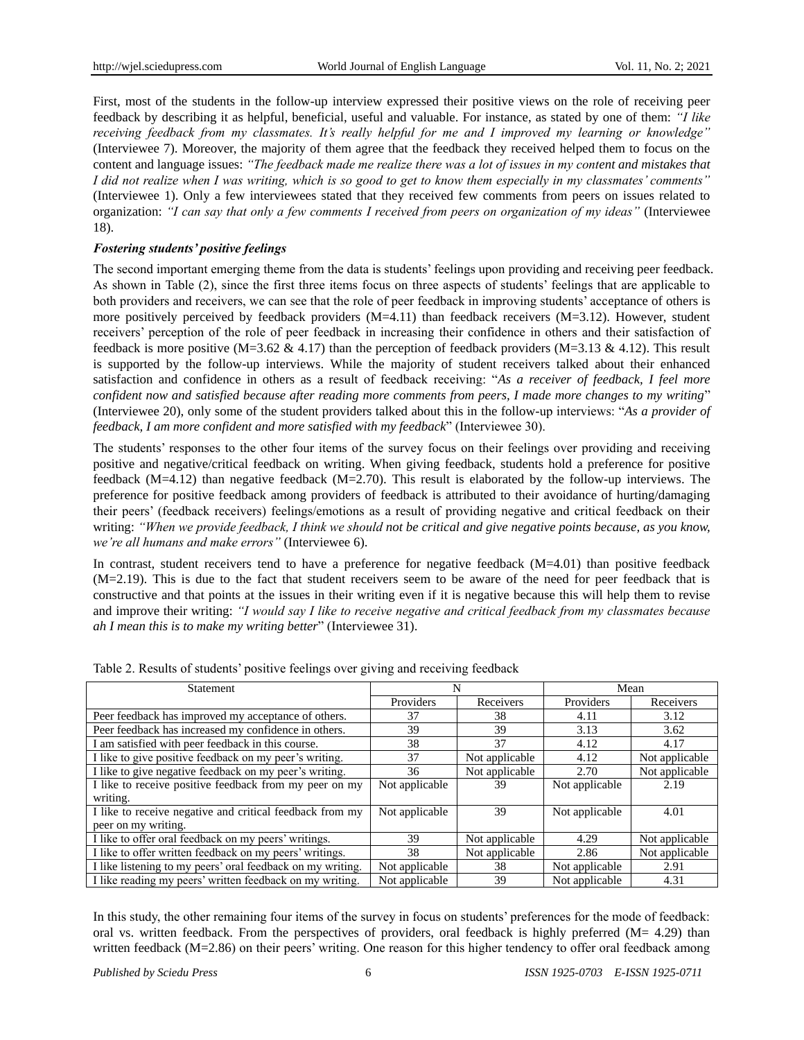First, most of the students in the follow-up interview expressed their positive views on the role of receiving peer feedback by describing it as helpful, beneficial, useful and valuable. For instance, as stated by one of them: *"I like receiving feedback from my classmates. It's really helpful for me and I improved my learning or knowledge"* (Interviewee 7). Moreover, the majority of them agree that the feedback they received helped them to focus on the content and language issues: *"The feedback made me realize there was a lot of issues in my content and mistakes that I did not realize when I was writing, which is so good to get to know them especially in my classmates' comments"* (Interviewee 1). Only a few interviewees stated that they received few comments from peers on issues related to organization: *"I can say that only a few comments I received from peers on organization of my ideas"* (Interviewee 18).

***Fostering students' positive feelings***

The second important emerging theme from the data is students' feelings upon providing and receiving peer feedback. As shown in Table (2), since the first three items focus on three aspects of students' feelings that are applicable to both providers and receivers, we can see that the role of peer feedback in improving students' acceptance of others is more positively perceived by feedback providers (M=4.11) than feedback receivers (M=3.12). However, student receivers' perception of the role of peer feedback in increasing their confidence in others and their satisfaction of feedback is more positive (M=3.62 & 4.17) than the perception of feedback providers (M=3.13 & 4.12). This result is supported by the follow-up interviews. While the majority of student receivers talked about their enhanced satisfaction and confidence in others as a result of feedback receiving: "*As a receiver of feedback, I feel more confident now and satisfied because after reading more comments from peers, I made more changes to my writing*" (Interviewee 20), only some of the student providers talked about this in the follow-up interviews: "*As a provider of feedback, I am more confident and more satisfied with my feedback*" (Interviewee 30).

The students' responses to the other four items of the survey focus on their feelings over providing and receiving positive and negative/critical feedback on writing. When giving feedback, students hold a preference for positive feedback (M=4.12) than negative feedback (M=2.70). This result is elaborated by the follow-up interviews. The preference for positive feedback among providers of feedback is attributed to their avoidance of hurting/damaging their peers' (feedback receivers) feelings/emotions as a result of providing negative and critical feedback on their writing: *"When we provide feedback, I think we should not be critical and give negative points because, as you know, we're all humans and make errors"* (Interviewee 6).

In contrast, student receivers tend to have a preference for negative feedback (M=4.01) than positive feedback (M=2.19). This is due to the fact that student receivers seem to be aware of the need for peer feedback that is constructive and that points at the issues in their writing even if it is negative because this will help them to revise and improve their writing: *"I would say I like to receive negative and critical feedback from my classmates because ah I mean this is to make my writing better*" (Interviewee 31).

Table 2. Results of students' positive feelings over giving and receiving feedback

| Statement | N | | Mean | |
|---|---|---|---|---|
| | Providers | Receivers | Providers | Receivers |
| Peer feedback has improved my acceptance of others. | 37 | 38 | 4.11 | 3.12 |
| Peer feedback has increased my confidence in others. | 39 | 39 | 3.13 | 3.62 |
| I am satisfied with peer feedback in this course. | 38 | 37 | 4.12 | 4.17 |
| I like to give positive feedback on my peer's writing. | 37 | Not applicable | 4.12 | Not applicable |
| I like to give negative feedback on my peer's writing. | 36 | Not applicable | 2.70 | Not applicable |
| I like to receive positive feedback from my peer on my writing. | Not applicable | 39 | Not applicable | 2.19 |
| I like to receive negative and critical feedback from my peer on my writing. | Not applicable | 39 | Not applicable | 4.01 |
| I like to offer oral feedback on my peers' writings. | 39 | Not applicable | 4.29 | Not applicable |
| I like to offer written feedback on my peers' writings. | 38 | Not applicable | 2.86 | Not applicable |
| I like listening to my peers' oral feedback on my writing. | Not applicable | 38 | Not applicable | 2.91 |
| I like reading my peers' written feedback on my writing. | Not applicable | 39 | Not applicable | 4.31 |

In this study, the other remaining four items of the survey in focus on students' preferences for the mode of feedback: oral vs. written feedback. From the perspectives of providers, oral feedback is highly preferred (M= 4.29) than written feedback (M=2.86) on their peers' writing. One reason for this higher tendency to offer oral feedback among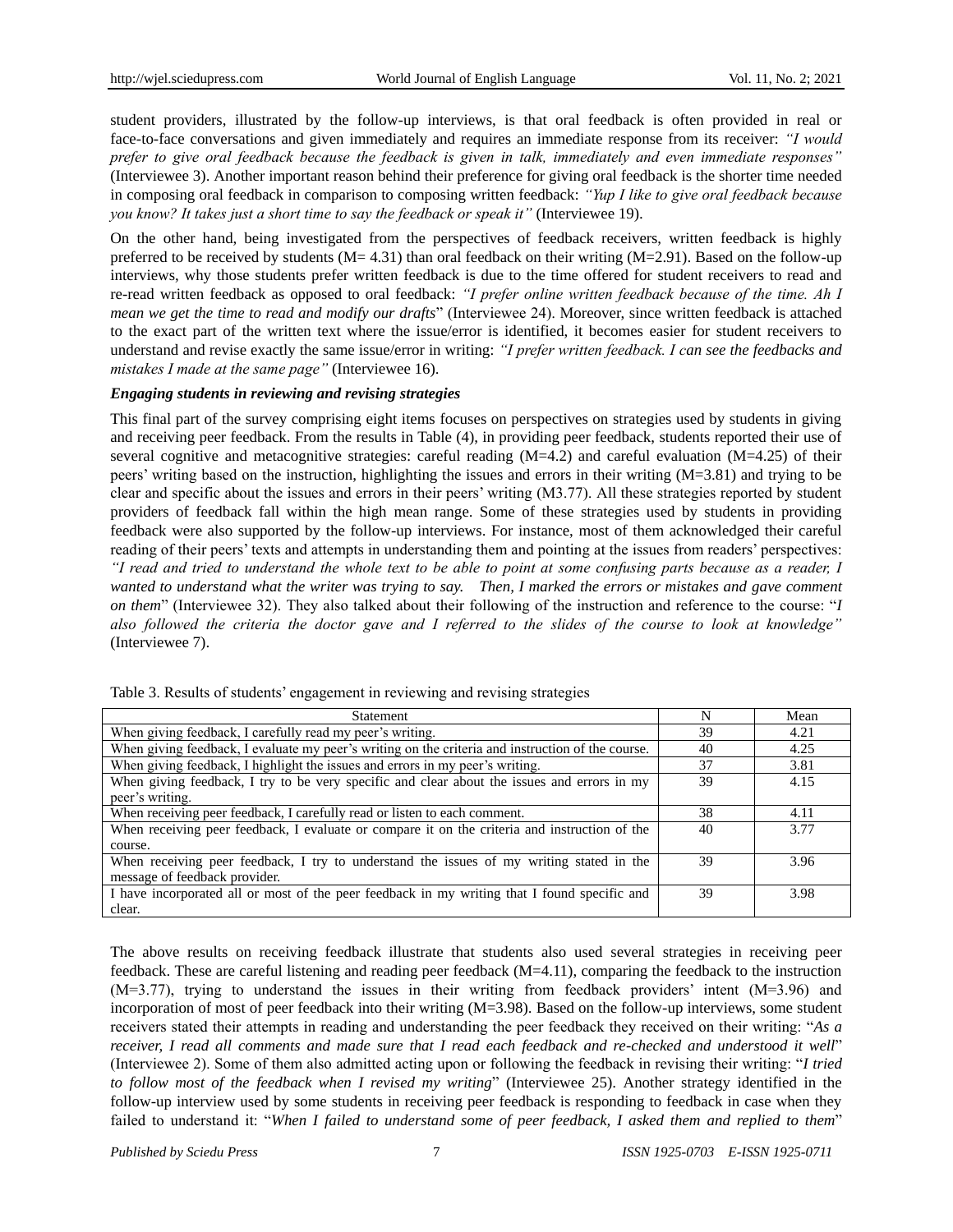student providers, illustrated by the follow-up interviews, is that oral feedback is often provided in real or face-to-face conversations and given immediately and requires an immediate response from its receiver: *"I would prefer to give oral feedback because the feedback is given in talk, immediately and even immediate responses"* (Interviewee 3). Another important reason behind their preference for giving oral feedback is the shorter time needed in composing oral feedback in comparison to composing written feedback: *"Yup I like to give oral feedback because you know? It takes just a short time to say the feedback or speak it"* (Interviewee 19).

On the other hand, being investigated from the perspectives of feedback receivers, written feedback is highly preferred to be received by students (M= 4.31) than oral feedback on their writing (M=2.91). Based on the follow-up interviews, why those students prefer written feedback is due to the time offered for student receivers to read and re-read written feedback as opposed to oral feedback: *"I prefer online written feedback because of the time. Ah I mean we get the time to read and modify our drafts*" (Interviewee 24). Moreover, since written feedback is attached to the exact part of the written text where the issue/error is identified, it becomes easier for student receivers to understand and revise exactly the same issue/error in writing: *"I prefer written feedback. I can see the feedbacks and mistakes I made at the same page"* (Interviewee 16).

***Engaging students in reviewing and revising strategies***

This final part of the survey comprising eight items focuses on perspectives on strategies used by students in giving and receiving peer feedback. From the results in Table (4), in providing peer feedback, students reported their use of several cognitive and metacognitive strategies: careful reading (M=4.2) and careful evaluation (M=4.25) of their peers' writing based on the instruction, highlighting the issues and errors in their writing (M=3.81) and trying to be clear and specific about the issues and errors in their peers' writing (M3.77). All these strategies reported by student providers of feedback fall within the high mean range. Some of these strategies used by students in providing feedback were also supported by the follow-up interviews. For instance, most of them acknowledged their careful reading of their peers' texts and attempts in understanding them and pointing at the issues from readers' perspectives: *"I read and tried to understand the whole text to be able to point at some confusing parts because as a reader, I wanted to understand what the writer was trying to say. Then, I marked the errors or mistakes and gave comment on them*" (Interviewee 32). They also talked about their following of the instruction and reference to the course: "*I also followed the criteria the doctor gave and I referred to the slides of the course to look at knowledge"* (Interviewee 7).

Table 3. Results of students' engagement in reviewing and revising strategies

| Statement | N | Mean |
|---|---|---|
| When giving feedback, I carefully read my peer's writing. | 39 | 4.21 |
| When giving feedback, I evaluate my peer's writing on the criteria and instruction of the course. | 40 | 4.25 |
| When giving feedback, I highlight the issues and errors in my peer's writing. | 37 | 3.81 |
| When giving feedback, I try to be very specific and clear about the issues and errors in my peer's writing. | 39 | 4.15 |
| When receiving peer feedback, I carefully read or listen to each comment. | 38 | 4.11 |
| When receiving peer feedback, I evaluate or compare it on the criteria and instruction of the course. | 40 | 3.77 |
| When receiving peer feedback, I try to understand the issues of my writing stated in the message of feedback provider. | 39 | 3.96 |
| I have incorporated all or most of the peer feedback in my writing that I found specific and clear. | 39 | 3.98 |

The above results on receiving feedback illustrate that students also used several strategies in receiving peer feedback. These are careful listening and reading peer feedback (M=4.11), comparing the feedback to the instruction (M=3.77), trying to understand the issues in their writing from feedback providers' intent (M=3.96) and incorporation of most of peer feedback into their writing (M=3.98). Based on the follow-up interviews, some student receivers stated their attempts in reading and understanding the peer feedback they received on their writing: "*As a receiver, I read all comments and made sure that I read each feedback and re-checked and understood it well*" (Interviewee 2). Some of them also admitted acting upon or following the feedback in revising their writing: "*I tried to follow most of the feedback when I revised my writing*" (Interviewee 25). Another strategy identified in the follow-up interview used by some students in receiving peer feedback is responding to feedback in case when they failed to understand it: "*When I failed to understand some of peer feedback, I asked them and replied to them*"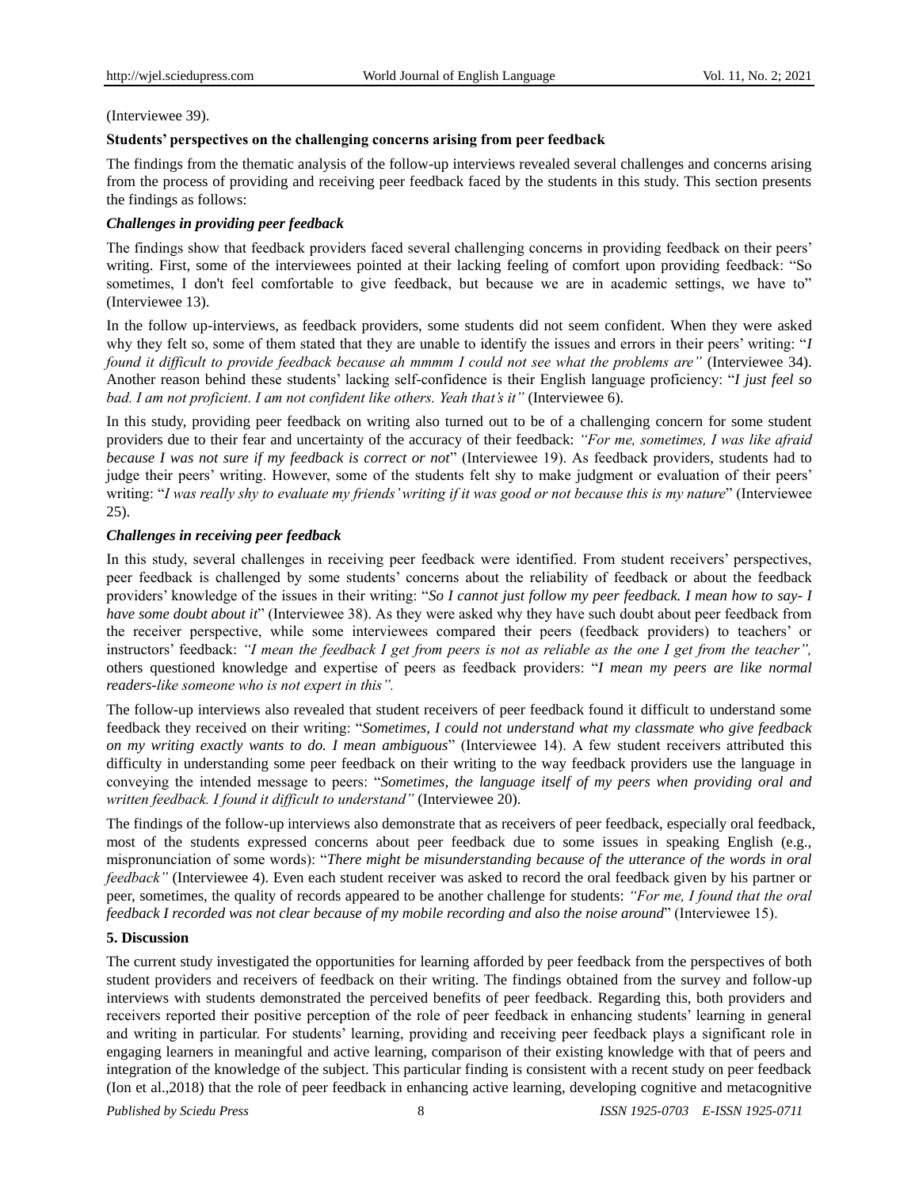(Interviewee 39).

**Students' perspectives on the challenging concerns arising from peer feedback**

The findings from the thematic analysis of the follow-up interviews revealed several challenges and concerns arising from the process of providing and receiving peer feedback faced by the students in this study. This section presents the findings as follows:

***Challenges in providing peer feedback***

The findings show that feedback providers faced several challenging concerns in providing feedback on their peers' writing. First, some of the interviewees pointed at their lacking feeling of comfort upon providing feedback: "So sometimes, I don't feel comfortable to give feedback, but because we are in academic settings, we have to" (Interviewee 13).

In the follow up-interviews, as feedback providers, some students did not seem confident. When they were asked why they felt so, some of them stated that they are unable to identify the issues and errors in their peers' writing: "*I found it difficult to provide feedback because ah mmmm I could not see what the problems are"* (Interviewee 34). Another reason behind these students' lacking self-confidence is their English language proficiency: "*I just feel so bad. I am not proficient. I am not confident like others. Yeah that's it"* (Interviewee 6).

In this study, providing peer feedback on writing also turned out to be of a challenging concern for some student providers due to their fear and uncertainty of the accuracy of their feedback: *"For me, sometimes, I was like afraid because I was not sure if my feedback is correct or not*" (Interviewee 19). As feedback providers, students had to judge their peers' writing. However, some of the students felt shy to make judgment or evaluation of their peers' writing: "*I was really shy to evaluate my friends' writing if it was good or not because this is my nature*" (Interviewee 25).

***Challenges in receiving peer feedback***

In this study, several challenges in receiving peer feedback were identified. From student receivers' perspectives, peer feedback is challenged by some students' concerns about the reliability of feedback or about the feedback providers' knowledge of the issues in their writing: "*So I cannot just follow my peer feedback. I mean how to say- I have some doubt about it*" (Interviewee 38). As they were asked why they have such doubt about peer feedback from the receiver perspective, while some interviewees compared their peers (feedback providers) to teachers' or instructors' feedback: *"I mean the feedback I get from peers is not as reliable as the one I get from the teacher",* others questioned knowledge and expertise of peers as feedback providers: "*I mean my peers are like normal readers-like someone who is not expert in this".*

The follow-up interviews also revealed that student receivers of peer feedback found it difficult to understand some feedback they received on their writing: "*Sometimes, I could not understand what my classmate who give feedback on my writing exactly wants to do. I mean ambiguous*" (Interviewee 14). A few student receivers attributed this difficulty in understanding some peer feedback on their writing to the way feedback providers use the language in conveying the intended message to peers: "*Sometimes, the language itself of my peers when providing oral and written feedback. I found it difficult to understand"* (Interviewee 20).

The findings of the follow-up interviews also demonstrate that as receivers of peer feedback, especially oral feedback, most of the students expressed concerns about peer feedback due to some issues in speaking English (e.g., mispronunciation of some words): "*There might be misunderstanding because of the utterance of the words in oral feedback"* (Interviewee 4). Even each student receiver was asked to record the oral feedback given by his partner or peer, sometimes, the quality of records appeared to be another challenge for students: *"For me, I found that the oral feedback I recorded was not clear because of my mobile recording and also the noise around*" (Interviewee 15).

## 5. Discussion

The current study investigated the opportunities for learning afforded by peer feedback from the perspectives of both student providers and receivers of feedback on their writing. The findings obtained from the survey and follow-up interviews with students demonstrated the perceived benefits of peer feedback. Regarding this, both providers and receivers reported their positive perception of the role of peer feedback in enhancing students' learning in general and writing in particular. For students' learning, providing and receiving peer feedback plays a significant role in engaging learners in meaningful and active learning, comparison of their existing knowledge with that of peers and integration of the knowledge of the subject. This particular finding is consistent with a recent study on peer feedback (Ion et al.,2018) that the role of peer feedback in enhancing active learning, developing cognitive and metacognitive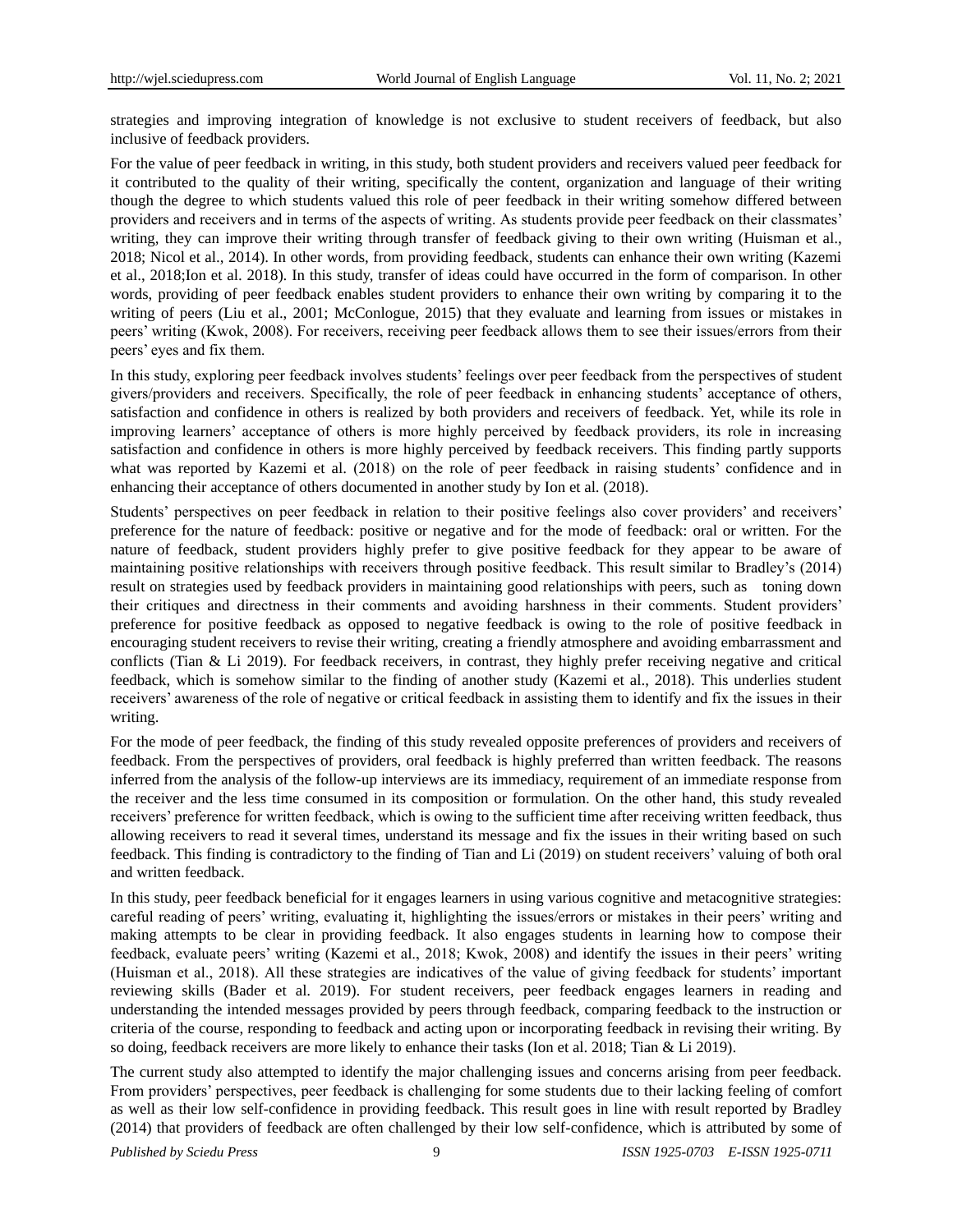strategies and improving integration of knowledge is not exclusive to student receivers of feedback, but also inclusive of feedback providers.

For the value of peer feedback in writing, in this study, both student providers and receivers valued peer feedback for it contributed to the quality of their writing, specifically the content, organization and language of their writing though the degree to which students valued this role of peer feedback in their writing somehow differed between providers and receivers and in terms of the aspects of writing. As students provide peer feedback on their classmates' writing, they can improve their writing through transfer of feedback giving to their own writing (Huisman et al., 2018; Nicol et al., 2014). In other words, from providing feedback, students can enhance their own writing (Kazemi et al., 2018;Ion et al. 2018). In this study, transfer of ideas could have occurred in the form of comparison. In other words, providing of peer feedback enables student providers to enhance their own writing by comparing it to the writing of peers (Liu et al., 2001; McConlogue, 2015) that they evaluate and learning from issues or mistakes in peers' writing (Kwok, 2008). For receivers, receiving peer feedback allows them to see their issues/errors from their peers' eyes and fix them.

In this study, exploring peer feedback involves students' feelings over peer feedback from the perspectives of student givers/providers and receivers. Specifically, the role of peer feedback in enhancing students' acceptance of others, satisfaction and confidence in others is realized by both providers and receivers of feedback. Yet, while its role in improving learners' acceptance of others is more highly perceived by feedback providers, its role in increasing satisfaction and confidence in others is more highly perceived by feedback receivers. This finding partly supports what was reported by Kazemi et al. (2018) on the role of peer feedback in raising students' confidence and in enhancing their acceptance of others documented in another study by Ion et al. (2018).

Students' perspectives on peer feedback in relation to their positive feelings also cover providers' and receivers' preference for the nature of feedback: positive or negative and for the mode of feedback: oral or written. For the nature of feedback, student providers highly prefer to give positive feedback for they appear to be aware of maintaining positive relationships with receivers through positive feedback. This result similar to Bradley's (2014) result on strategies used by feedback providers in maintaining good relationships with peers, such as toning down their critiques and directness in their comments and avoiding harshness in their comments. Student providers' preference for positive feedback as opposed to negative feedback is owing to the role of positive feedback in encouraging student receivers to revise their writing, creating a friendly atmosphere and avoiding embarrassment and conflicts (Tian & Li 2019). For feedback receivers, in contrast, they highly prefer receiving negative and critical feedback, which is somehow similar to the finding of another study (Kazemi et al., 2018). This underlies student receivers' awareness of the role of negative or critical feedback in assisting them to identify and fix the issues in their writing.

For the mode of peer feedback, the finding of this study revealed opposite preferences of providers and receivers of feedback. From the perspectives of providers, oral feedback is highly preferred than written feedback. The reasons inferred from the analysis of the follow-up interviews are its immediacy, requirement of an immediate response from the receiver and the less time consumed in its composition or formulation. On the other hand, this study revealed receivers' preference for written feedback, which is owing to the sufficient time after receiving written feedback, thus allowing receivers to read it several times, understand its message and fix the issues in their writing based on such feedback. This finding is contradictory to the finding of Tian and Li (2019) on student receivers' valuing of both oral and written feedback.

In this study, peer feedback beneficial for it engages learners in using various cognitive and metacognitive strategies: careful reading of peers' writing, evaluating it, highlighting the issues/errors or mistakes in their peers' writing and making attempts to be clear in providing feedback. It also engages students in learning how to compose their feedback, evaluate peers' writing (Kazemi et al., 2018; Kwok, 2008) and identify the issues in their peers' writing (Huisman et al., 2018). All these strategies are indicatives of the value of giving feedback for students' important reviewing skills (Bader et al. 2019). For student receivers, peer feedback engages learners in reading and understanding the intended messages provided by peers through feedback, comparing feedback to the instruction or criteria of the course, responding to feedback and acting upon or incorporating feedback in revising their writing. By so doing, feedback receivers are more likely to enhance their tasks (Ion et al. 2018; Tian & Li 2019).

The current study also attempted to identify the major challenging issues and concerns arising from peer feedback. From providers' perspectives, peer feedback is challenging for some students due to their lacking feeling of comfort as well as their low self-confidence in providing feedback. This result goes in line with result reported by Bradley (2014) that providers of feedback are often challenged by their low self-confidence, which is attributed by some of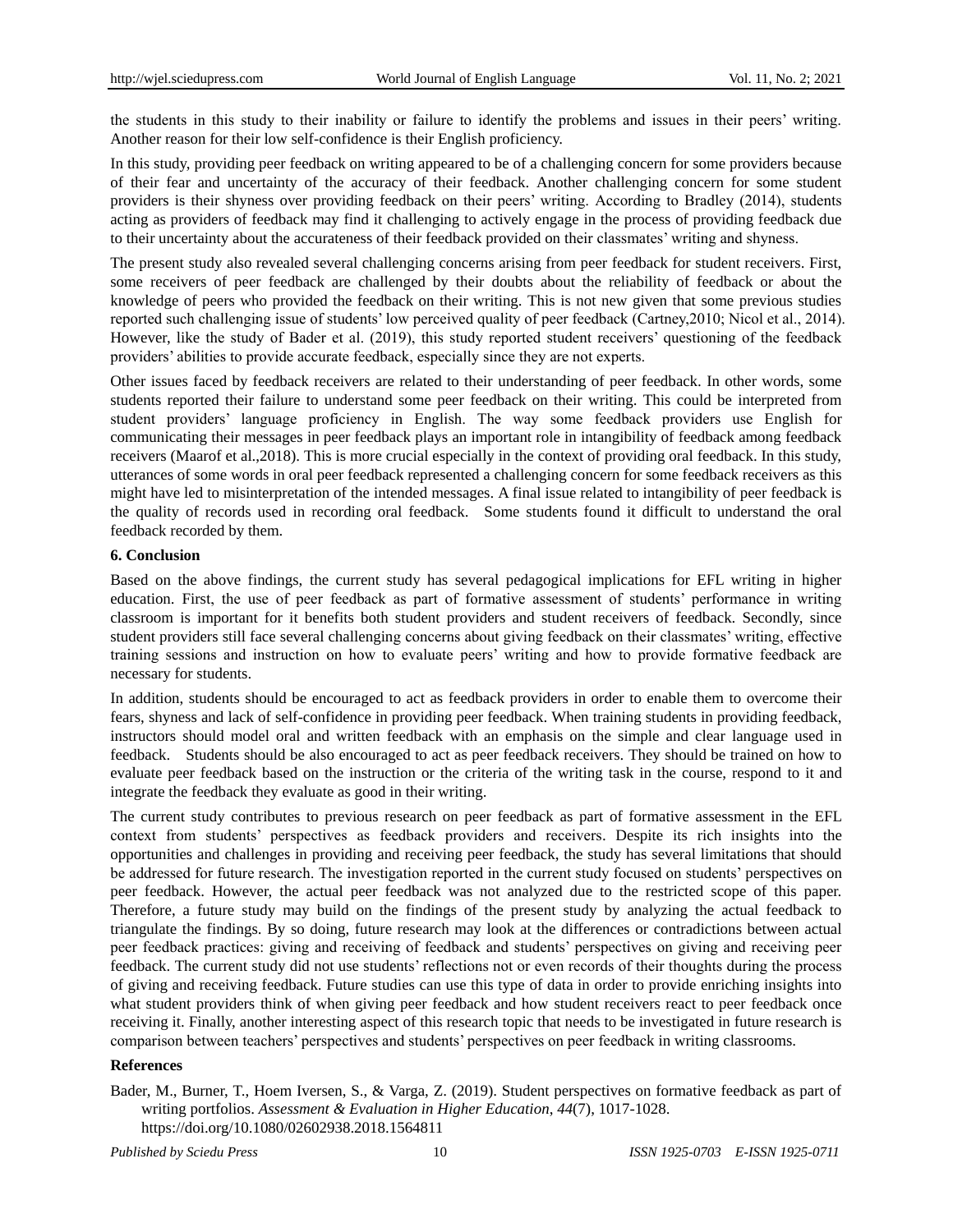the students in this study to their inability or failure to identify the problems and issues in their peers' writing. Another reason for their low self-confidence is their English proficiency.

In this study, providing peer feedback on writing appeared to be of a challenging concern for some providers because of their fear and uncertainty of the accuracy of their feedback. Another challenging concern for some student providers is their shyness over providing feedback on their peers' writing. According to Bradley (2014), students acting as providers of feedback may find it challenging to actively engage in the process of providing feedback due to their uncertainty about the accurateness of their feedback provided on their classmates' writing and shyness.

The present study also revealed several challenging concerns arising from peer feedback for student receivers. First, some receivers of peer feedback are challenged by their doubts about the reliability of feedback or about the knowledge of peers who provided the feedback on their writing. This is not new given that some previous studies reported such challenging issue of students' low perceived quality of peer feedback (Cartney,2010; Nicol et al., 2014). However, like the study of Bader et al. (2019), this study reported student receivers' questioning of the feedback providers' abilities to provide accurate feedback, especially since they are not experts.

Other issues faced by feedback receivers are related to their understanding of peer feedback. In other words, some students reported their failure to understand some peer feedback on their writing. This could be interpreted from student providers' language proficiency in English. The way some feedback providers use English for communicating their messages in peer feedback plays an important role in intangibility of feedback among feedback receivers (Maarof et al.,2018). This is more crucial especially in the context of providing oral feedback. In this study, utterances of some words in oral peer feedback represented a challenging concern for some feedback receivers as this might have led to misinterpretation of the intended messages. A final issue related to intangibility of peer feedback is the quality of records used in recording oral feedback. Some students found it difficult to understand the oral feedback recorded by them.

## 6. Conclusion

Based on the above findings, the current study has several pedagogical implications for EFL writing in higher education. First, the use of peer feedback as part of formative assessment of students' performance in writing classroom is important for it benefits both student providers and student receivers of feedback. Secondly, since student providers still face several challenging concerns about giving feedback on their classmates' writing, effective training sessions and instruction on how to evaluate peers' writing and how to provide formative feedback are necessary for students.

In addition, students should be encouraged to act as feedback providers in order to enable them to overcome their fears, shyness and lack of self-confidence in providing peer feedback. When training students in providing feedback, instructors should model oral and written feedback with an emphasis on the simple and clear language used in feedback. Students should be also encouraged to act as peer feedback receivers. They should be trained on how to evaluate peer feedback based on the instruction or the criteria of the writing task in the course, respond to it and integrate the feedback they evaluate as good in their writing.

The current study contributes to previous research on peer feedback as part of formative assessment in the EFL context from students' perspectives as feedback providers and receivers. Despite its rich insights into the opportunities and challenges in providing and receiving peer feedback, the study has several limitations that should be addressed for future research. The investigation reported in the current study focused on students' perspectives on peer feedback. However, the actual peer feedback was not analyzed due to the restricted scope of this paper. Therefore, a future study may build on the findings of the present study by analyzing the actual feedback to triangulate the findings. By so doing, future research may look at the differences or contradictions between actual peer feedback practices: giving and receiving of feedback and students' perspectives on giving and receiving peer feedback. The current study did not use students' reflections not or even records of their thoughts during the process of giving and receiving feedback. Future studies can use this type of data in order to provide enriching insights into what student providers think of when giving peer feedback and how student receivers react to peer feedback once receiving it. Finally, another interesting aspect of this research topic that needs to be investigated in future research is comparison between teachers' perspectives and students' perspectives on peer feedback in writing classrooms.

## References

Bader, M., Burner, T., Hoem Iversen, S., & Varga, Z. (2019). Student perspectives on formative feedback as part of writing portfolios. *Assessment & Evaluation in Higher Education*, *44*(7), 1017-1028. https://doi.org/10.1080/02602938.2018.1564811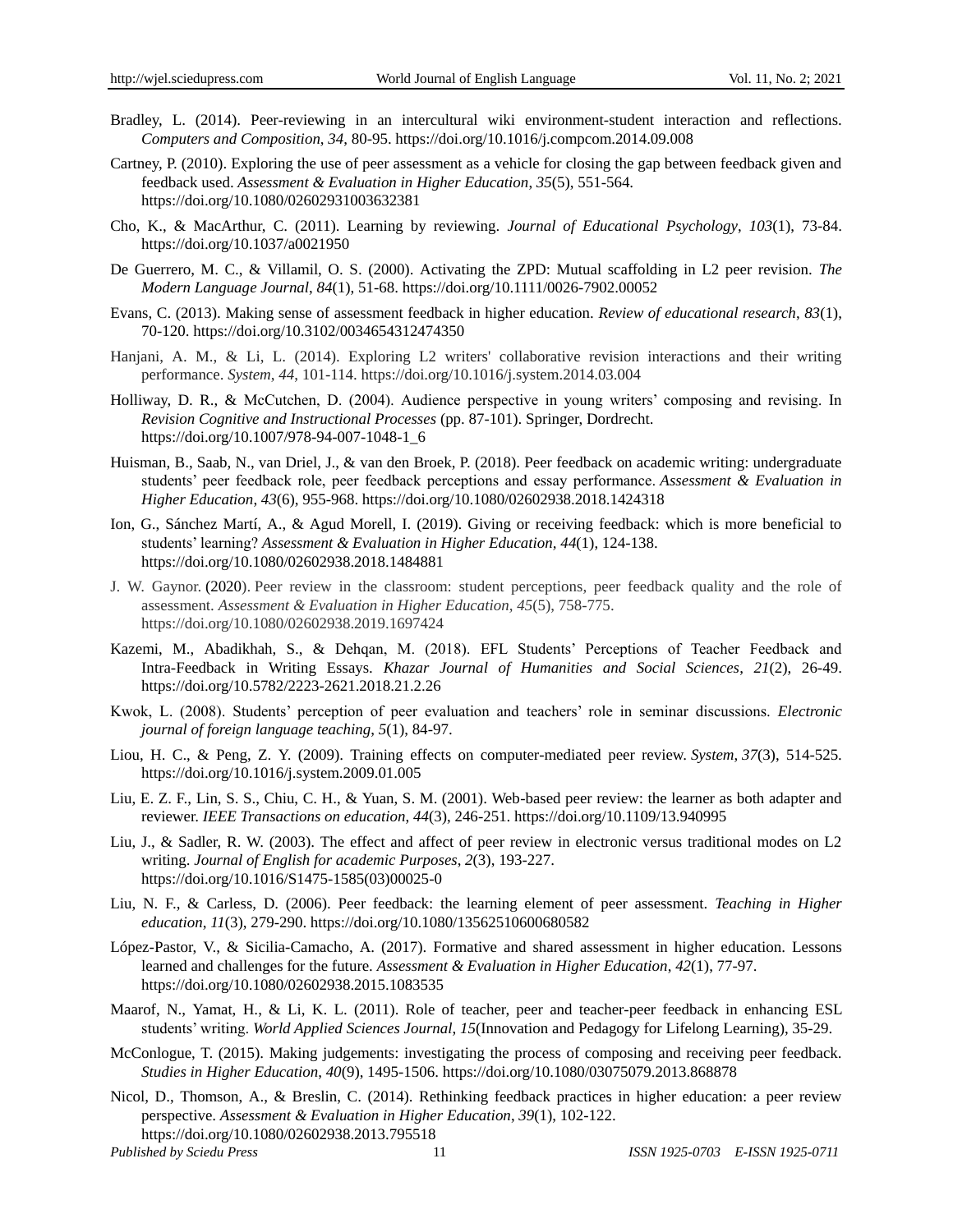Bradley, L. (2014). Peer-reviewing in an intercultural wiki environment-student interaction and reflections. *Computers and Composition*, *34*, 80-95. https://doi.org/10.1016/j.compcom.2014.09.008

Cartney, P. (2010). Exploring the use of peer assessment as a vehicle for closing the gap between feedback given and feedback used. *Assessment & Evaluation in Higher Education*, *35*(5), 551-564. https://doi.org/10.1080/02602931003632381

Cho, K., & MacArthur, C. (2011). Learning by reviewing. *Journal of Educational Psychology*, *103*(1), 73-84. https://doi.org/10.1037/a0021950

De Guerrero, M. C., & Villamil, O. S. (2000). Activating the ZPD: Mutual scaffolding in L2 peer revision. *The Modern Language Journal*, *84*(1), 51-68. https://doi.org/10.1111/0026-7902.00052

Evans, C. (2013). Making sense of assessment feedback in higher education. *Review of educational research*, *83*(1), 70-120. https://doi.org/10.3102/0034654312474350

Hanjani, A. M., & Li, L. (2014). Exploring L2 writers' collaborative revision interactions and their writing performance. *System*, *44*, 101-114. https://doi.org/10.1016/j.system.2014.03.004

Holliway, D. R., & McCutchen, D. (2004). Audience perspective in young writers' composing and revising. In *Revision Cognitive and Instructional Processes* (pp. 87-101). Springer, Dordrecht. https://doi.org/10.1007/978-94-007-1048-1_6

Huisman, B., Saab, N., van Driel, J., & van den Broek, P. (2018). Peer feedback on academic writing: undergraduate students' peer feedback role, peer feedback perceptions and essay performance. *Assessment & Evaluation in Higher Education*, *43*(6), 955-968. https://doi.org/10.1080/02602938.2018.1424318

Ion, G., Sánchez Martí, A., & Agud Morell, I. (2019). Giving or receiving feedback: which is more beneficial to students' learning? *Assessment & Evaluation in Higher Education*, *44*(1), 124-138. https://doi.org/10.1080/02602938.2018.1484881

J. W. Gaynor. (2020). Peer review in the classroom: student perceptions, peer feedback quality and the role of assessment. *Assessment & Evaluation in Higher Education, 45*(5), 758-775. https://doi.org/10.1080/02602938.2019.1697424

Kazemi, M., Abadikhah, S., & Dehqan, M. (2018). EFL Students' Perceptions of Teacher Feedback and Intra-Feedback in Writing Essays. *Khazar Journal of Humanities and Social Sciences*, *21*(2), 26-49. https://doi.org/10.5782/2223-2621.2018.21.2.26

Kwok, L. (2008). Students' perception of peer evaluation and teachers' role in seminar discussions. *Electronic journal of foreign language teaching*, *5*(1), 84-97.

Liou, H. C., & Peng, Z. Y. (2009). Training effects on computer-mediated peer review. *System*, *37*(3), 514-525. https://doi.org/10.1016/j.system.2009.01.005

Liu, E. Z. F., Lin, S. S., Chiu, C. H., & Yuan, S. M. (2001). Web-based peer review: the learner as both adapter and reviewer. *IEEE Transactions on education, 44*(3), 246-251. https://doi.org/10.1109/13.940995

Liu, J., & Sadler, R. W. (2003). The effect and affect of peer review in electronic versus traditional modes on L2 writing. *Journal of English for academic Purposes*, *2*(3), 193-227. https://doi.org/10.1016/S1475-1585(03)00025-0

Liu, N. F., & Carless, D. (2006). Peer feedback: the learning element of peer assessment. *Teaching in Higher education*, *11*(3), 279-290. https://doi.org/10.1080/13562510600680582

López-Pastor, V., & Sicilia-Camacho, A. (2017). Formative and shared assessment in higher education. Lessons learned and challenges for the future. *Assessment & Evaluation in Higher Education*, *42*(1), 77-97. https://doi.org/10.1080/02602938.2015.1083535

Maarof, N., Yamat, H., & Li, K. L. (2011). Role of teacher, peer and teacher-peer feedback in enhancing ESL students' writing. *World Applied Sciences Journal*, *15*(Innovation and Pedagogy for Lifelong Learning), 35-29.

McConlogue, T. (2015). Making judgements: investigating the process of composing and receiving peer feedback. *Studies in Higher Education*, *40*(9), 1495-1506. https://doi.org/10.1080/03075079.2013.868878

Nicol, D., Thomson, A., & Breslin, C. (2014). Rethinking feedback practices in higher education: a peer review perspective. *Assessment & Evaluation in Higher Education*, *39*(1), 102-122. https://doi.org/10.1080/02602938.2013.795518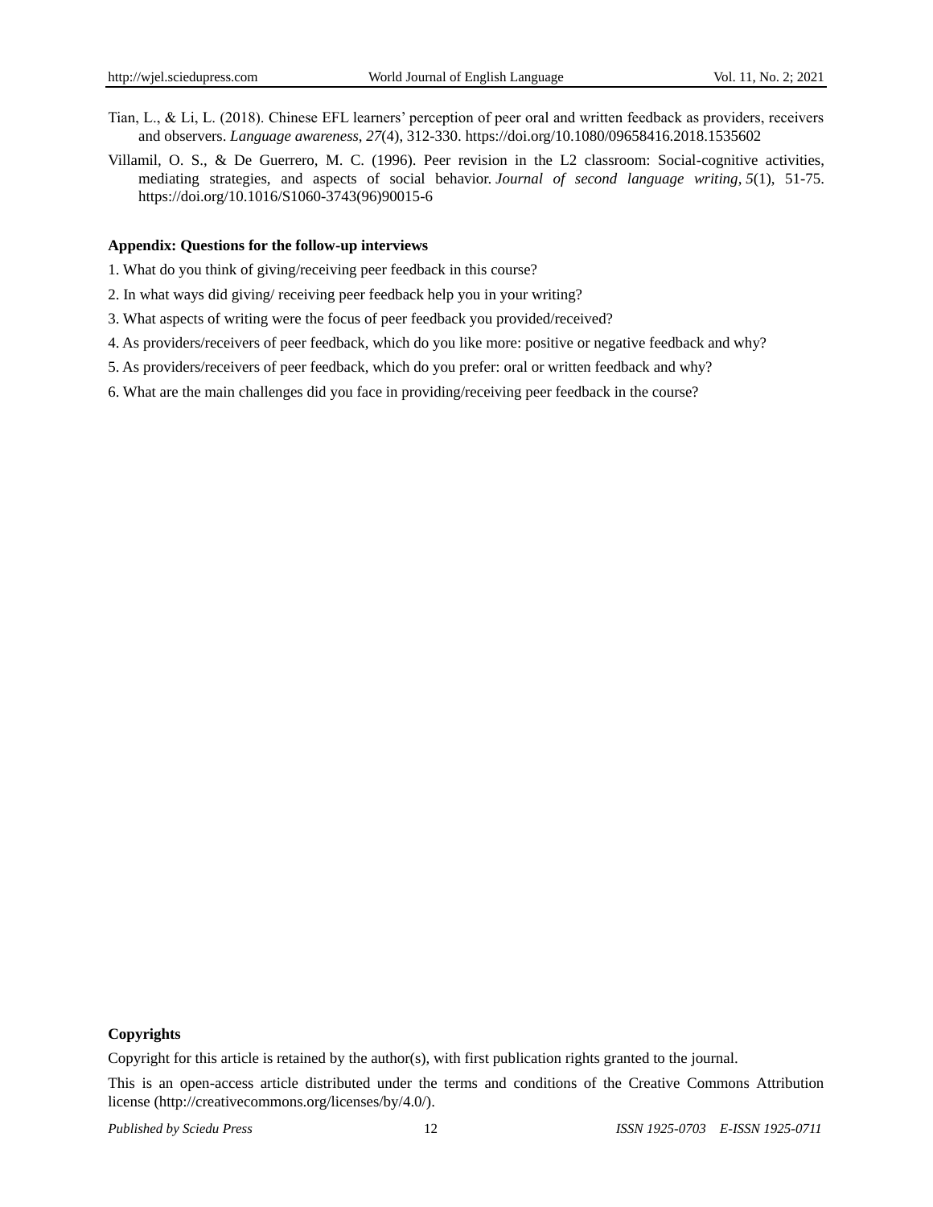Tian, L., & Li, L. (2018). Chinese EFL learners' perception of peer oral and written feedback as providers, receivers and observers. *Language awareness*, *27*(4), 312-330. https://doi.org/10.1080/09658416.2018.1535602

Villamil, O. S., & De Guerrero, M. C. (1996). Peer revision in the L2 classroom: Social-cognitive activities, mediating strategies, and aspects of social behavior. *Journal of second language writing*, *5*(1), 51-75. https://doi.org/10.1016/S1060-3743(96)90015-6

**Appendix: Questions for the follow-up interviews**

1. What do you think of giving/receiving peer feedback in this course?
2. In what ways did giving/ receiving peer feedback help you in your writing?
3. What aspects of writing were the focus of peer feedback you provided/received?
4. As providers/receivers of peer feedback, which do you like more: positive or negative feedback and why?
5. As providers/receivers of peer feedback, which do you prefer: oral or written feedback and why?
6. What are the main challenges did you face in providing/receiving peer feedback in the course?

**Copyrights**

Copyright for this article is retained by the author(s), with first publication rights granted to the journal.

This is an open-access article distributed under the terms and conditions of the Creative Commons Attribution license (http://creativecommons.org/licenses/by/4.0/).